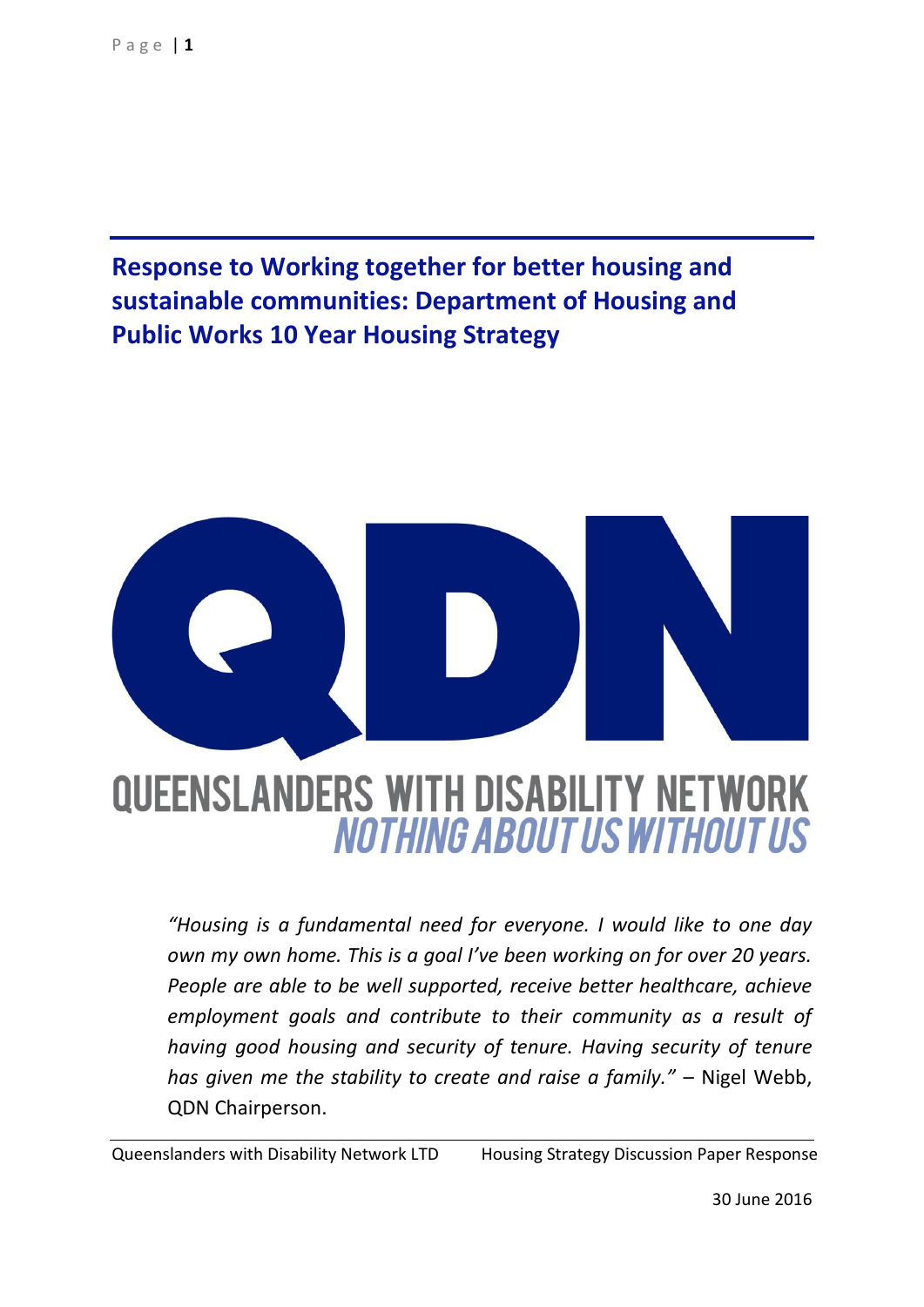# Response to Working together for better housing and sustainable communities: Department of Housing and Public Works 10 Year Housing Strategy

QDN

QUEENSLANDERS WITH DISABILITY NETWORK

*NOTHING ABOUT US WITHOUT US*

*"Housing is a fundamental need for everyone. I would like to one day own my own home. This is a goal I've been working on for over 20 years. People are able to be well supported, receive better healthcare, achieve employment goals and contribute to their community as a result of having good housing and security of tenure. Having security of tenure has given me the stability to create and raise a family."* – Nigel Webb, QDN Chairperson.

Queenslanders with Disability Network LTD Housing Strategy Discussion Paper Response

30 June 2016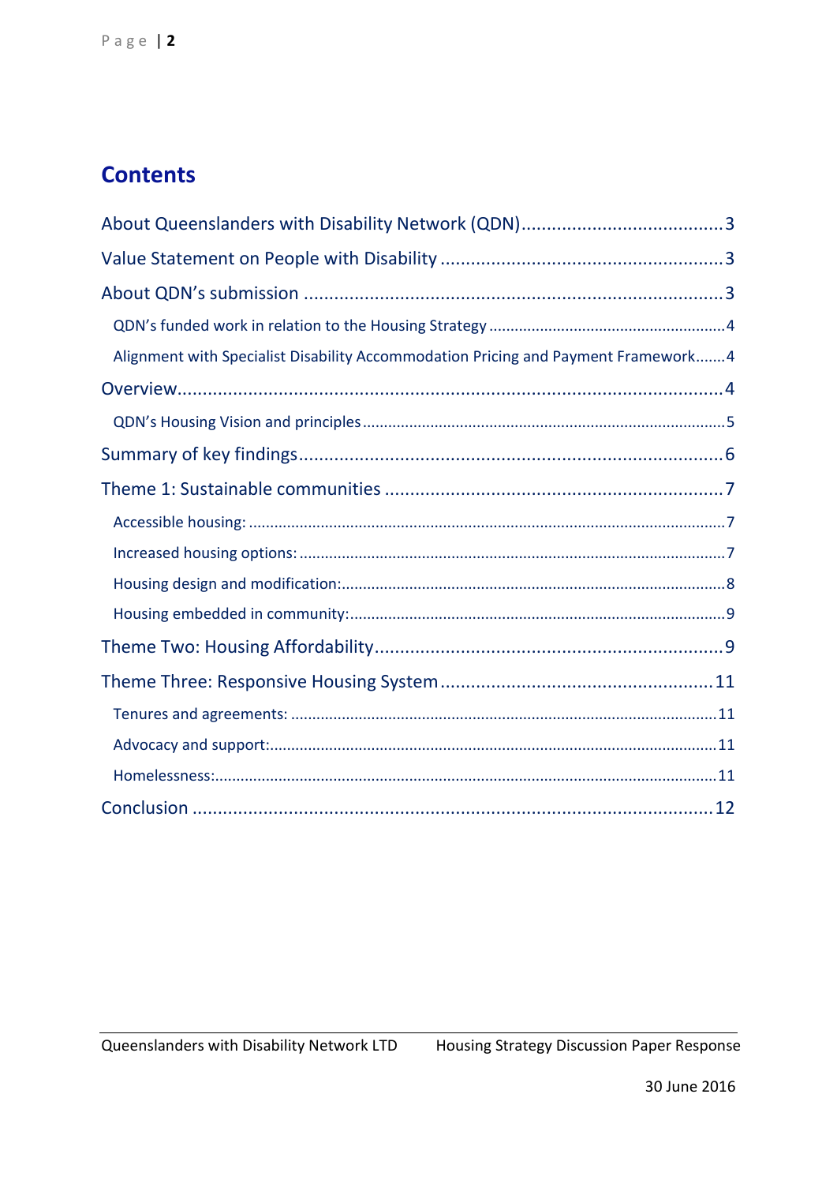# Contents

About Queenslanders with Disability Network (QDN)....................................... 3

Value Statement on People with Disability ....................................................... 3

About QDN's submission .................................................................................. 3

- QDN's funded work in relation to the Housing Strategy ........................................................ 4
- Alignment with Specialist Disability Accommodation Pricing and Payment Framework....... 4

Overview............................................................................................................ 4

- QDN's Housing Vision and principles ..................................................................................... 5

Summary of key findings.................................................................................... 6

Theme 1: Sustainable communities ................................................................... 7

- Accessible housing: ................................................................................................................. 7
- Increased housing options: ..................................................................................................... 7
- Housing design and modification:.......................................................................................... 8
- Housing embedded in community:........................................................................................ 9

Theme Two: Housing Affordability..................................................................... 9

Theme Three: Responsive Housing System ...................................................... 11

- Tenures and agreements: ..................................................................................................... 11
- Advocacy and support:......................................................................................................... 11
- Homelessness:...................................................................................................................... 11

Conclusion ....................................................................................................... 12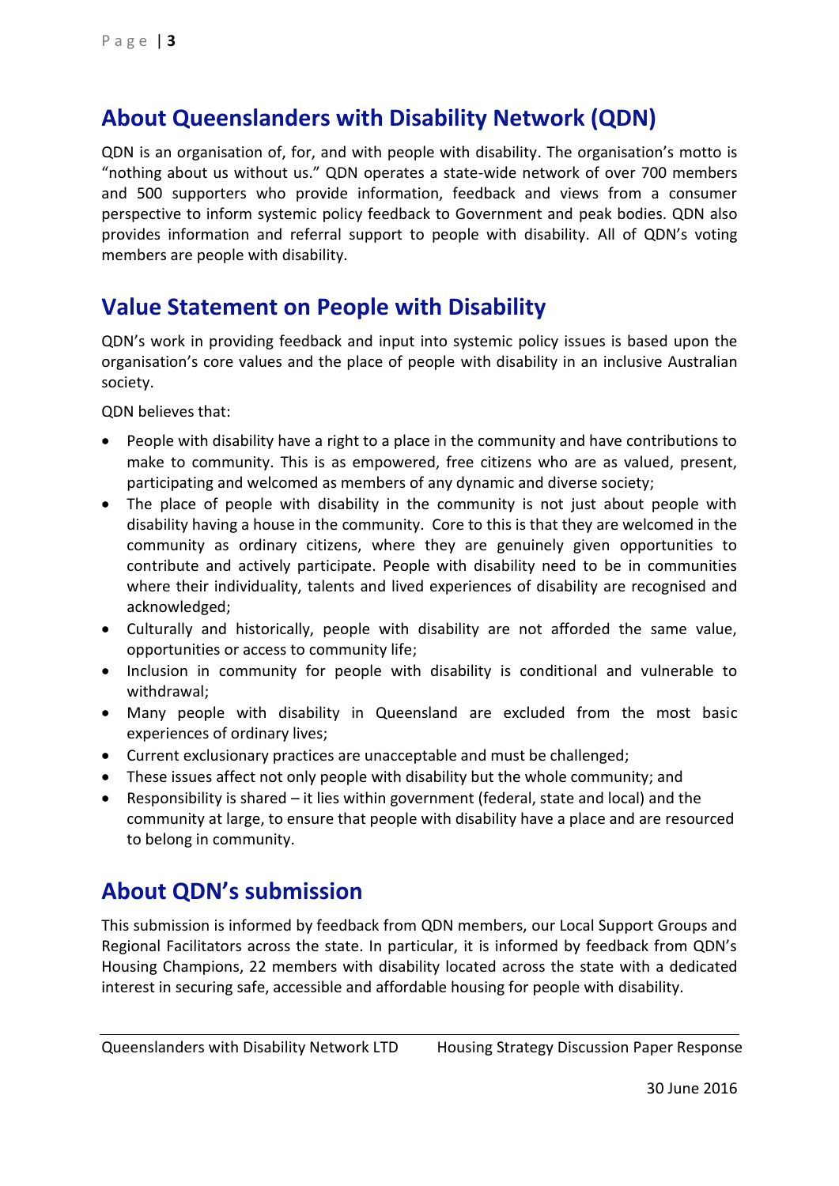## About Queenslanders with Disability Network (QDN)

QDN is an organisation of, for, and with people with disability. The organisation's motto is "nothing about us without us." QDN operates a state-wide network of over 700 members and 500 supporters who provide information, feedback and views from a consumer perspective to inform systemic policy feedback to Government and peak bodies. QDN also provides information and referral support to people with disability. All of QDN's voting members are people with disability.

## Value Statement on People with Disability

QDN's work in providing feedback and input into systemic policy issues is based upon the organisation's core values and the place of people with disability in an inclusive Australian society.

QDN believes that:

- People with disability have a right to a place in the community and have contributions to make to community. This is as empowered, free citizens who are as valued, present, participating and welcomed as members of any dynamic and diverse society;
- The place of people with disability in the community is not just about people with disability having a house in the community. Core to this is that they are welcomed in the community as ordinary citizens, where they are genuinely given opportunities to contribute and actively participate. People with disability need to be in communities where their individuality, talents and lived experiences of disability are recognised and acknowledged;
- Culturally and historically, people with disability are not afforded the same value, opportunities or access to community life;
- Inclusion in community for people with disability is conditional and vulnerable to withdrawal;
- Many people with disability in Queensland are excluded from the most basic experiences of ordinary lives;
- Current exclusionary practices are unacceptable and must be challenged;
- These issues affect not only people with disability but the whole community; and
- Responsibility is shared – it lies within government (federal, state and local) and the community at large, to ensure that people with disability have a place and are resourced to belong in community.

## About QDN's submission

This submission is informed by feedback from QDN members, our Local Support Groups and Regional Facilitators across the state. In particular, it is informed by feedback from QDN's Housing Champions, 22 members with disability located across the state with a dedicated interest in securing safe, accessible and affordable housing for people with disability.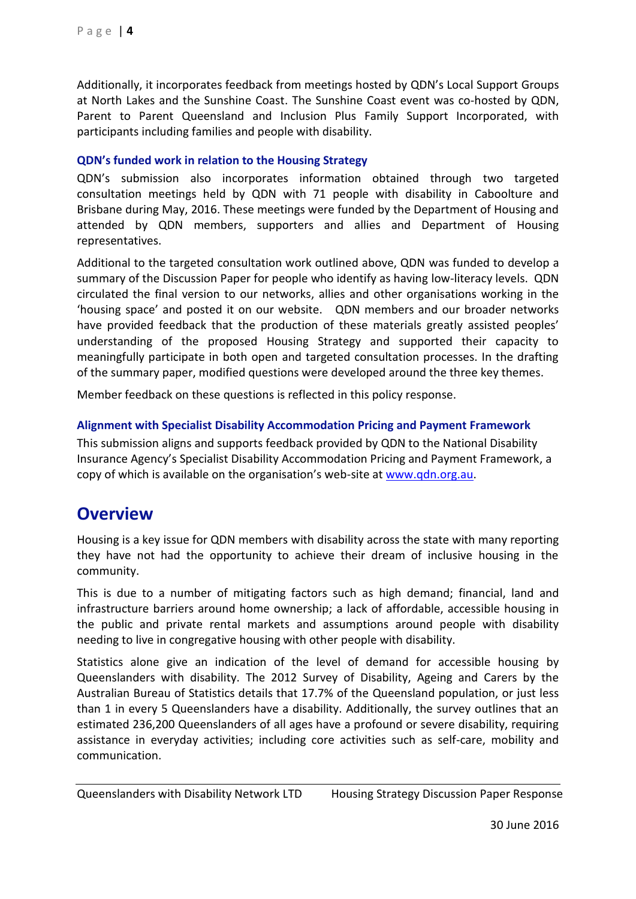Additionally, it incorporates feedback from meetings hosted by QDN's Local Support Groups at North Lakes and the Sunshine Coast. The Sunshine Coast event was co-hosted by QDN, Parent to Parent Queensland and Inclusion Plus Family Support Incorporated, with participants including families and people with disability.

### QDN's funded work in relation to the Housing Strategy

QDN's submission also incorporates information obtained through two targeted consultation meetings held by QDN with 71 people with disability in Caboolture and Brisbane during May, 2016. These meetings were funded by the Department of Housing and attended by QDN members, supporters and allies and Department of Housing representatives.

Additional to the targeted consultation work outlined above, QDN was funded to develop a summary of the Discussion Paper for people who identify as having low-literacy levels. QDN circulated the final version to our networks, allies and other organisations working in the 'housing space' and posted it on our website. QDN members and our broader networks have provided feedback that the production of these materials greatly assisted peoples' understanding of the proposed Housing Strategy and supported their capacity to meaningfully participate in both open and targeted consultation processes. In the drafting of the summary paper, modified questions were developed around the three key themes.

Member feedback on these questions is reflected in this policy response.

### Alignment with Specialist Disability Accommodation Pricing and Payment Framework

This submission aligns and supports feedback provided by QDN to the National Disability Insurance Agency's Specialist Disability Accommodation Pricing and Payment Framework, a copy of which is available on the organisation's web-site at [www.qdn.org.au](http://www.qdn.org.au).

## Overview

Housing is a key issue for QDN members with disability across the state with many reporting they have not had the opportunity to achieve their dream of inclusive housing in the community.

This is due to a number of mitigating factors such as high demand; financial, land and infrastructure barriers around home ownership; a lack of affordable, accessible housing in the public and private rental markets and assumptions around people with disability needing to live in congregative housing with other people with disability.

Statistics alone give an indication of the level of demand for accessible housing by Queenslanders with disability. The 2012 Survey of Disability, Ageing and Carers by the Australian Bureau of Statistics details that 17.7% of the Queensland population, or just less than 1 in every 5 Queenslanders have a disability. Additionally, the survey outlines that an estimated 236,200 Queenslanders of all ages have a profound or severe disability, requiring assistance in everyday activities; including core activities such as self-care, mobility and communication.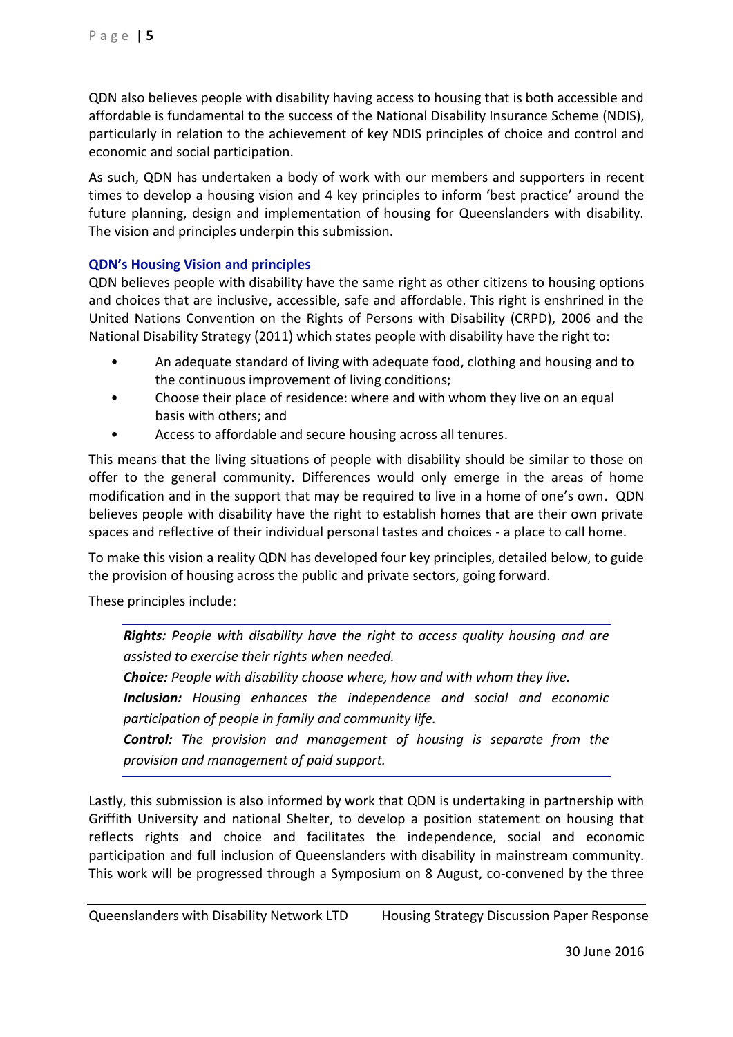QDN also believes people with disability having access to housing that is both accessible and affordable is fundamental to the success of the National Disability Insurance Scheme (NDIS), particularly in relation to the achievement of key NDIS principles of choice and control and economic and social participation.

As such, QDN has undertaken a body of work with our members and supporters in recent times to develop a housing vision and 4 key principles to inform 'best practice' around the future planning, design and implementation of housing for Queenslanders with disability. The vision and principles underpin this submission.

### QDN's Housing Vision and principles

QDN believes people with disability have the same right as other citizens to housing options and choices that are inclusive, accessible, safe and affordable. This right is enshrined in the United Nations Convention on the Rights of Persons with Disability (CRPD), 2006 and the National Disability Strategy (2011) which states people with disability have the right to:

- An adequate standard of living with adequate food, clothing and housing and to the continuous improvement of living conditions;
- Choose their place of residence: where and with whom they live on an equal basis with others; and
- Access to affordable and secure housing across all tenures.

This means that the living situations of people with disability should be similar to those on offer to the general community. Differences would only emerge in the areas of home modification and in the support that may be required to live in a home of one's own. QDN believes people with disability have the right to establish homes that are their own private spaces and reflective of their individual personal tastes and choices - a place to call home.

To make this vision a reality QDN has developed four key principles, detailed below, to guide the provision of housing across the public and private sectors, going forward.

These principles include:

***Rights:*** *People with disability have the right to access quality housing and are assisted to exercise their rights when needed.*

***Choice:*** *People with disability choose where, how and with whom they live.*

***Inclusion:*** *Housing enhances the independence and social and economic participation of people in family and community life.*

***Control:*** *The provision and management of housing is separate from the provision and management of paid support.*

Lastly, this submission is also informed by work that QDN is undertaking in partnership with Griffith University and national Shelter, to develop a position statement on housing that reflects rights and choice and facilitates the independence, social and economic participation and full inclusion of Queenslanders with disability in mainstream community. This work will be progressed through a Symposium on 8 August, co-convened by the three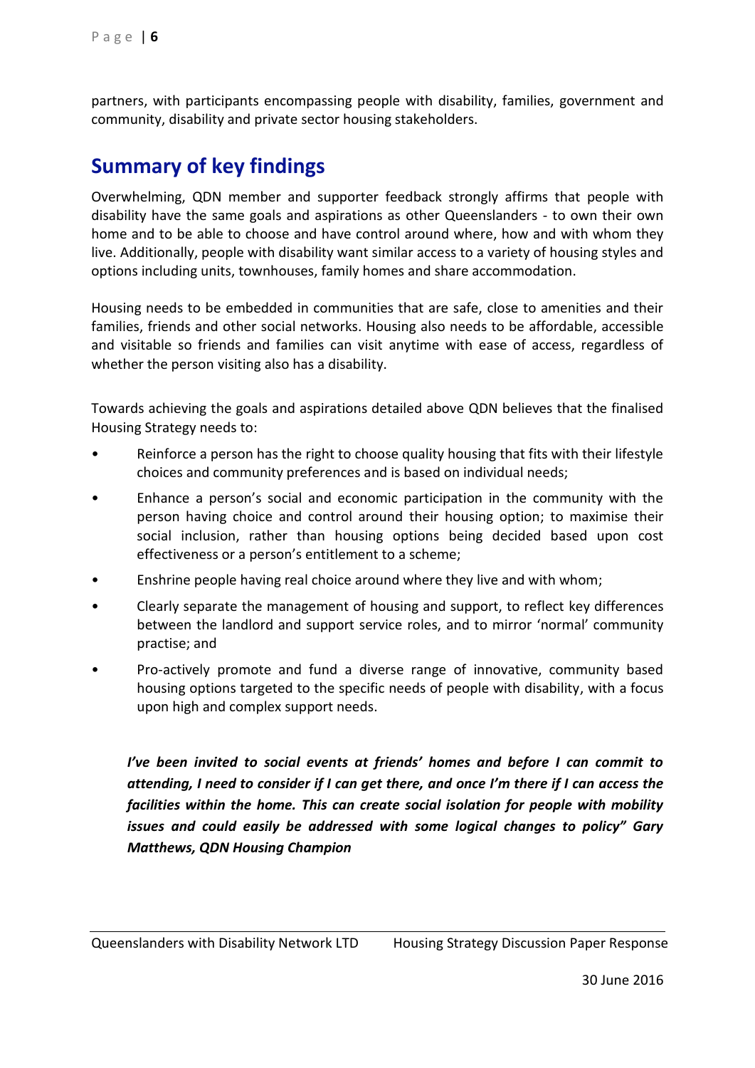partners, with participants encompassing people with disability, families, government and community, disability and private sector housing stakeholders.

## Summary of key findings

Overwhelming, QDN member and supporter feedback strongly affirms that people with disability have the same goals and aspirations as other Queenslanders - to own their own home and to be able to choose and have control around where, how and with whom they live. Additionally, people with disability want similar access to a variety of housing styles and options including units, townhouses, family homes and share accommodation.

Housing needs to be embedded in communities that are safe, close to amenities and their families, friends and other social networks. Housing also needs to be affordable, accessible and visitable so friends and families can visit anytime with ease of access, regardless of whether the person visiting also has a disability.

Towards achieving the goals and aspirations detailed above QDN believes that the finalised Housing Strategy needs to:

- Reinforce a person has the right to choose quality housing that fits with their lifestyle choices and community preferences and is based on individual needs;
- Enhance a person's social and economic participation in the community with the person having choice and control around their housing option; to maximise their social inclusion, rather than housing options being decided based upon cost effectiveness or a person's entitlement to a scheme;
- Enshrine people having real choice around where they live and with whom;
- Clearly separate the management of housing and support, to reflect key differences between the landlord and support service roles, and to mirror 'normal' community practise; and
- Pro-actively promote and fund a diverse range of innovative, community based housing options targeted to the specific needs of people with disability, with a focus upon high and complex support needs.

> ***I've been invited to social events at friends' homes and before I can commit to attending, I need to consider if I can get there, and once I'm there if I can access the facilities within the home. This can create social isolation for people with mobility issues and could easily be addressed with some logical changes to policy" Gary Matthews, QDN Housing Champion***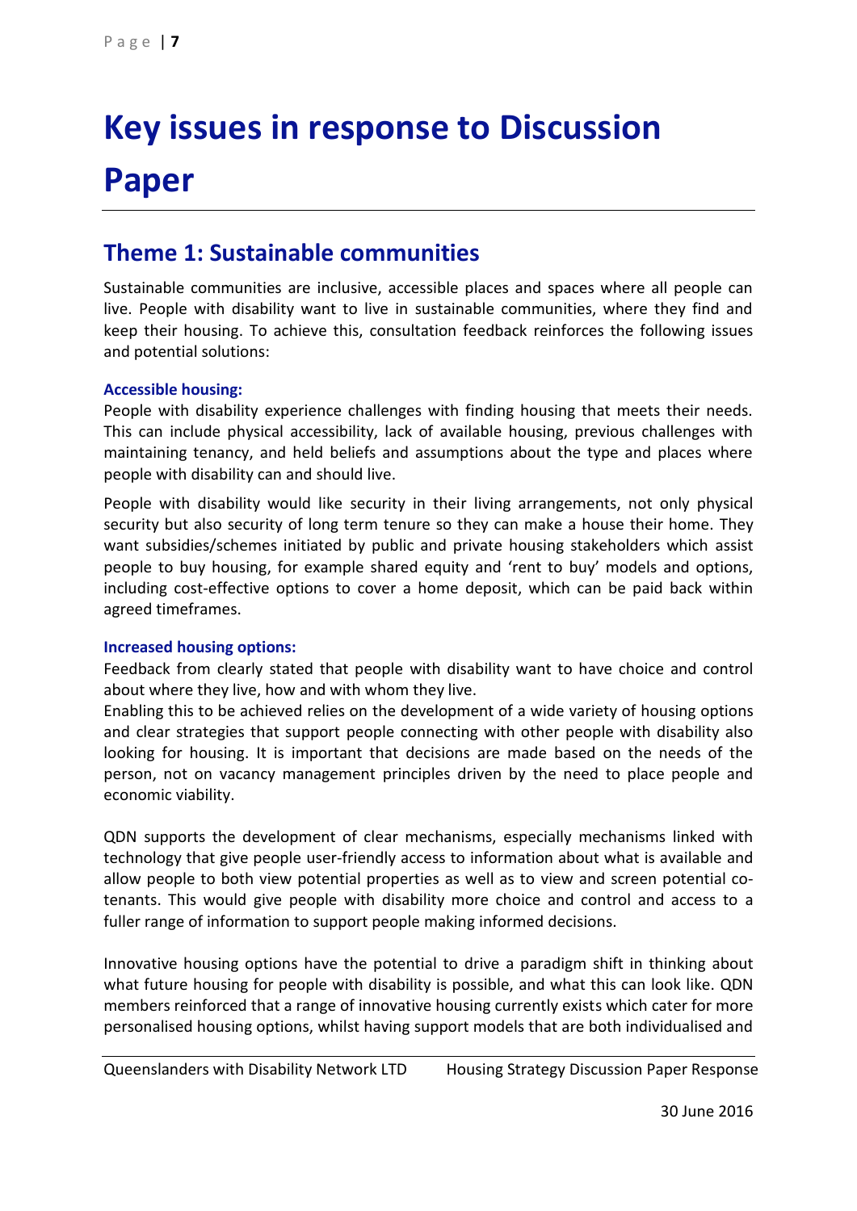# Key issues in response to Discussion Paper

## Theme 1: Sustainable communities

Sustainable communities are inclusive, accessible places and spaces where all people can live. People with disability want to live in sustainable communities, where they find and keep their housing. To achieve this, consultation feedback reinforces the following issues and potential solutions:

### Accessible housing:

People with disability experience challenges with finding housing that meets their needs. This can include physical accessibility, lack of available housing, previous challenges with maintaining tenancy, and held beliefs and assumptions about the type and places where people with disability can and should live.

People with disability would like security in their living arrangements, not only physical security but also security of long term tenure so they can make a house their home. They want subsidies/schemes initiated by public and private housing stakeholders which assist people to buy housing, for example shared equity and 'rent to buy' models and options, including cost-effective options to cover a home deposit, which can be paid back within agreed timeframes.

### Increased housing options:

Feedback from clearly stated that people with disability want to have choice and control about where they live, how and with whom they live.

Enabling this to be achieved relies on the development of a wide variety of housing options and clear strategies that support people connecting with other people with disability also looking for housing. It is important that decisions are made based on the needs of the person, not on vacancy management principles driven by the need to place people and economic viability.

QDN supports the development of clear mechanisms, especially mechanisms linked with technology that give people user-friendly access to information about what is available and allow people to both view potential properties as well as to view and screen potential co-tenants. This would give people with disability more choice and control and access to a fuller range of information to support people making informed decisions.

Innovative housing options have the potential to drive a paradigm shift in thinking about what future housing for people with disability is possible, and what this can look like. QDN members reinforced that a range of innovative housing currently exists which cater for more personalised housing options, whilst having support models that are both individualised and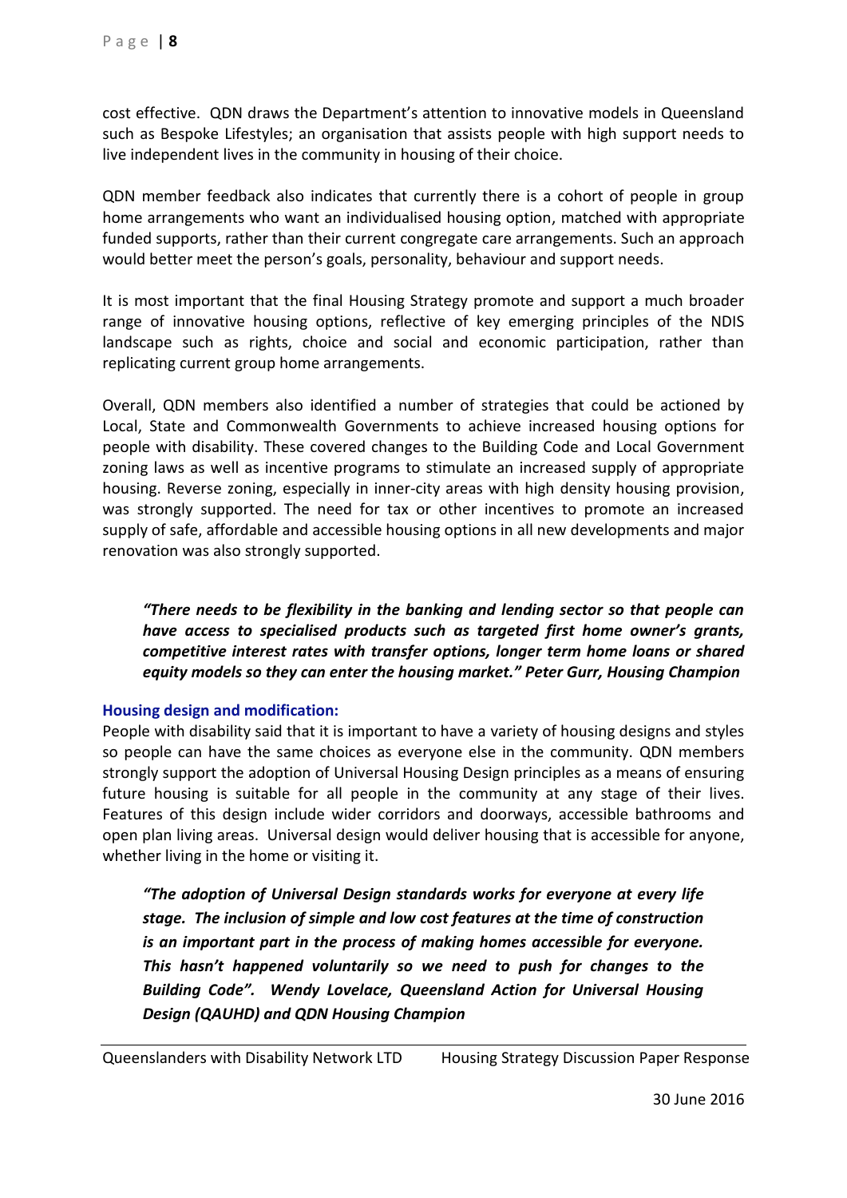cost effective. QDN draws the Department's attention to innovative models in Queensland such as Bespoke Lifestyles; an organisation that assists people with high support needs to live independent lives in the community in housing of their choice.

QDN member feedback also indicates that currently there is a cohort of people in group home arrangements who want an individualised housing option, matched with appropriate funded supports, rather than their current congregate care arrangements. Such an approach would better meet the person's goals, personality, behaviour and support needs.

It is most important that the final Housing Strategy promote and support a much broader range of innovative housing options, reflective of key emerging principles of the NDIS landscape such as rights, choice and social and economic participation, rather than replicating current group home arrangements.

Overall, QDN members also identified a number of strategies that could be actioned by Local, State and Commonwealth Governments to achieve increased housing options for people with disability. These covered changes to the Building Code and Local Government zoning laws as well as incentive programs to stimulate an increased supply of appropriate housing. Reverse zoning, especially in inner-city areas with high density housing provision, was strongly supported. The need for tax or other incentives to promote an increased supply of safe, affordable and accessible housing options in all new developments and major renovation was also strongly supported.

> ***"There needs to be flexibility in the banking and lending sector so that people can have access to specialised products such as targeted first home owner's grants, competitive interest rates with transfer options, longer term home loans or shared equity models so they can enter the housing market." Peter Gurr, Housing Champion***

**Housing design and modification:**

People with disability said that it is important to have a variety of housing designs and styles so people can have the same choices as everyone else in the community. QDN members strongly support the adoption of Universal Housing Design principles as a means of ensuring future housing is suitable for all people in the community at any stage of their lives. Features of this design include wider corridors and doorways, accessible bathrooms and open plan living areas. Universal design would deliver housing that is accessible for anyone, whether living in the home or visiting it.

> ***"The adoption of Universal Design standards works for everyone at every life stage. The inclusion of simple and low cost features at the time of construction is an important part in the process of making homes accessible for everyone. This hasn't happened voluntarily so we need to push for changes to the Building Code". Wendy Lovelace, Queensland Action for Universal Housing Design (QAUHD) and QDN Housing Champion***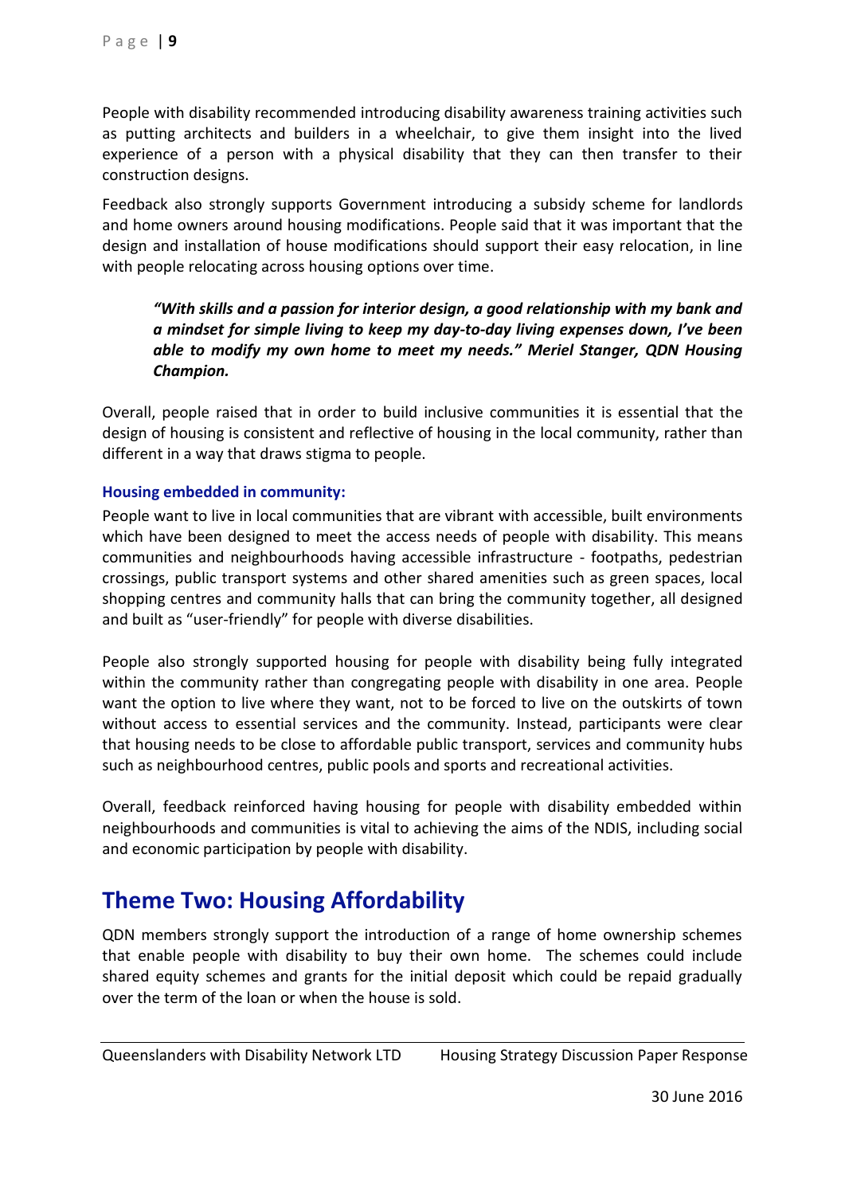People with disability recommended introducing disability awareness training activities such as putting architects and builders in a wheelchair, to give them insight into the lived experience of a person with a physical disability that they can then transfer to their construction designs.

Feedback also strongly supports Government introducing a subsidy scheme for landlords and home owners around housing modifications. People said that it was important that the design and installation of house modifications should support their easy relocation, in line with people relocating across housing options over time.

> ***"With skills and a passion for interior design, a good relationship with my bank and a mindset for simple living to keep my day-to-day living expenses down, I've been able to modify my own home to meet my needs." Meriel Stanger, QDN Housing Champion.***

Overall, people raised that in order to build inclusive communities it is essential that the design of housing is consistent and reflective of housing in the local community, rather than different in a way that draws stigma to people.

#### Housing embedded in community:

People want to live in local communities that are vibrant with accessible, built environments which have been designed to meet the access needs of people with disability. This means communities and neighbourhoods having accessible infrastructure - footpaths, pedestrian crossings, public transport systems and other shared amenities such as green spaces, local shopping centres and community halls that can bring the community together, all designed and built as "user-friendly" for people with diverse disabilities.

People also strongly supported housing for people with disability being fully integrated within the community rather than congregating people with disability in one area. People want the option to live where they want, not to be forced to live on the outskirts of town without access to essential services and the community. Instead, participants were clear that housing needs to be close to affordable public transport, services and community hubs such as neighbourhood centres, public pools and sports and recreational activities.

Overall, feedback reinforced having housing for people with disability embedded within neighbourhoods and communities is vital to achieving the aims of the NDIS, including social and economic participation by people with disability.

## Theme Two: Housing Affordability

QDN members strongly support the introduction of a range of home ownership schemes that enable people with disability to buy their own home. The schemes could include shared equity schemes and grants for the initial deposit which could be repaid gradually over the term of the loan or when the house is sold.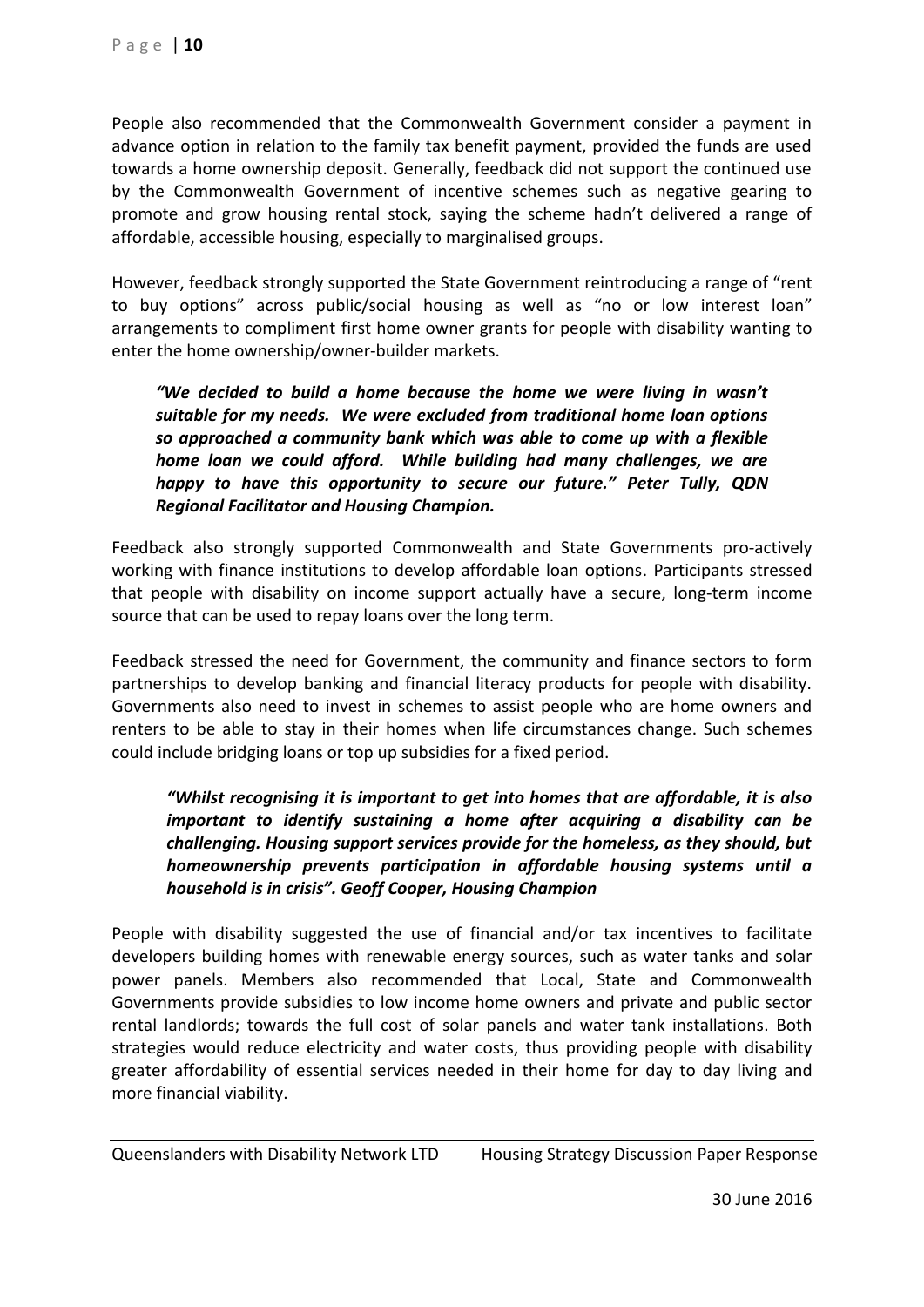People also recommended that the Commonwealth Government consider a payment in advance option in relation to the family tax benefit payment, provided the funds are used towards a home ownership deposit. Generally, feedback did not support the continued use by the Commonwealth Government of incentive schemes such as negative gearing to promote and grow housing rental stock, saying the scheme hadn't delivered a range of affordable, accessible housing, especially to marginalised groups.

However, feedback strongly supported the State Government reintroducing a range of "rent to buy options" across public/social housing as well as "no or low interest loan" arrangements to compliment first home owner grants for people with disability wanting to enter the home ownership/owner-builder markets.

> ***"We decided to build a home because the home we were living in wasn't suitable for my needs. We were excluded from traditional home loan options so approached a community bank which was able to come up with a flexible home loan we could afford. While building had many challenges, we are happy to have this opportunity to secure our future." Peter Tully, QDN Regional Facilitator and Housing Champion.***

Feedback also strongly supported Commonwealth and State Governments pro-actively working with finance institutions to develop affordable loan options. Participants stressed that people with disability on income support actually have a secure, long-term income source that can be used to repay loans over the long term.

Feedback stressed the need for Government, the community and finance sectors to form partnerships to develop banking and financial literacy products for people with disability. Governments also need to invest in schemes to assist people who are home owners and renters to be able to stay in their homes when life circumstances change. Such schemes could include bridging loans or top up subsidies for a fixed period.

> ***"Whilst recognising it is important to get into homes that are affordable, it is also important to identify sustaining a home after acquiring a disability can be challenging. Housing support services provide for the homeless, as they should, but homeownership prevents participation in affordable housing systems until a household is in crisis". Geoff Cooper, Housing Champion***

People with disability suggested the use of financial and/or tax incentives to facilitate developers building homes with renewable energy sources, such as water tanks and solar power panels. Members also recommended that Local, State and Commonwealth Governments provide subsidies to low income home owners and private and public sector rental landlords; towards the full cost of solar panels and water tank installations. Both strategies would reduce electricity and water costs, thus providing people with disability greater affordability of essential services needed in their home for day to day living and more financial viability.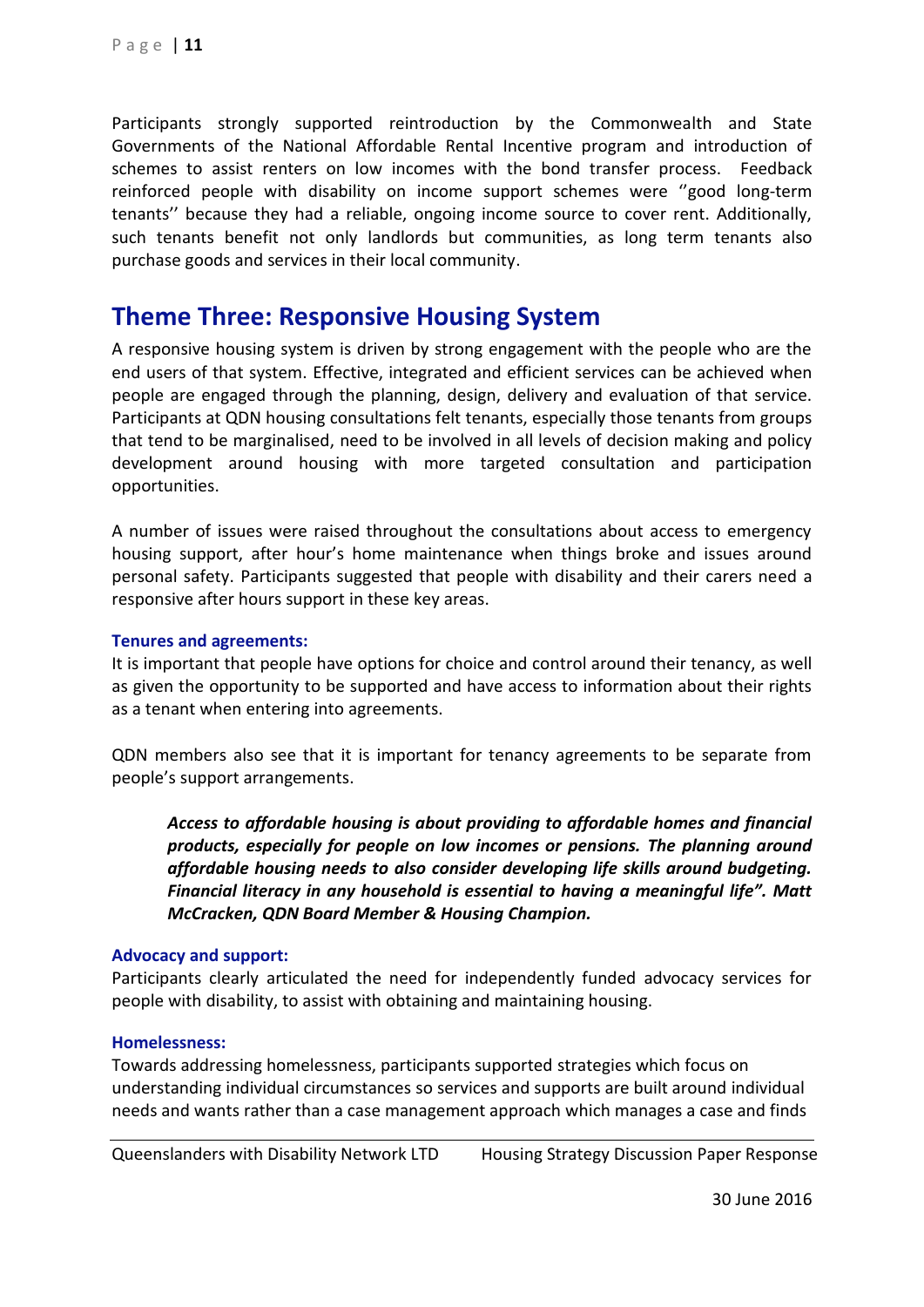Participants strongly supported reintroduction by the Commonwealth and State Governments of the National Affordable Rental Incentive program and introduction of schemes to assist renters on low incomes with the bond transfer process. Feedback reinforced people with disability on income support schemes were ''good long-term tenants'' because they had a reliable, ongoing income source to cover rent. Additionally, such tenants benefit not only landlords but communities, as long term tenants also purchase goods and services in their local community.

## Theme Three: Responsive Housing System

A responsive housing system is driven by strong engagement with the people who are the end users of that system. Effective, integrated and efficient services can be achieved when people are engaged through the planning, design, delivery and evaluation of that service. Participants at QDN housing consultations felt tenants, especially those tenants from groups that tend to be marginalised, need to be involved in all levels of decision making and policy development around housing with more targeted consultation and participation opportunities.

A number of issues were raised throughout the consultations about access to emergency housing support, after hour's home maintenance when things broke and issues around personal safety. Participants suggested that people with disability and their carers need a responsive after hours support in these key areas.

### Tenures and agreements:

It is important that people have options for choice and control around their tenancy, as well as given the opportunity to be supported and have access to information about their rights as a tenant when entering into agreements.

QDN members also see that it is important for tenancy agreements to be separate from people's support arrangements.

> ***Access to affordable housing is about providing to affordable homes and financial products, especially for people on low incomes or pensions. The planning around affordable housing needs to also consider developing life skills around budgeting. Financial literacy in any household is essential to having a meaningful life". Matt McCracken, QDN Board Member & Housing Champion.***

### Advocacy and support:

Participants clearly articulated the need for independently funded advocacy services for people with disability, to assist with obtaining and maintaining housing.

### Homelessness:

Towards addressing homelessness, participants supported strategies which focus on understanding individual circumstances so services and supports are built around individual needs and wants rather than a case management approach which manages a case and finds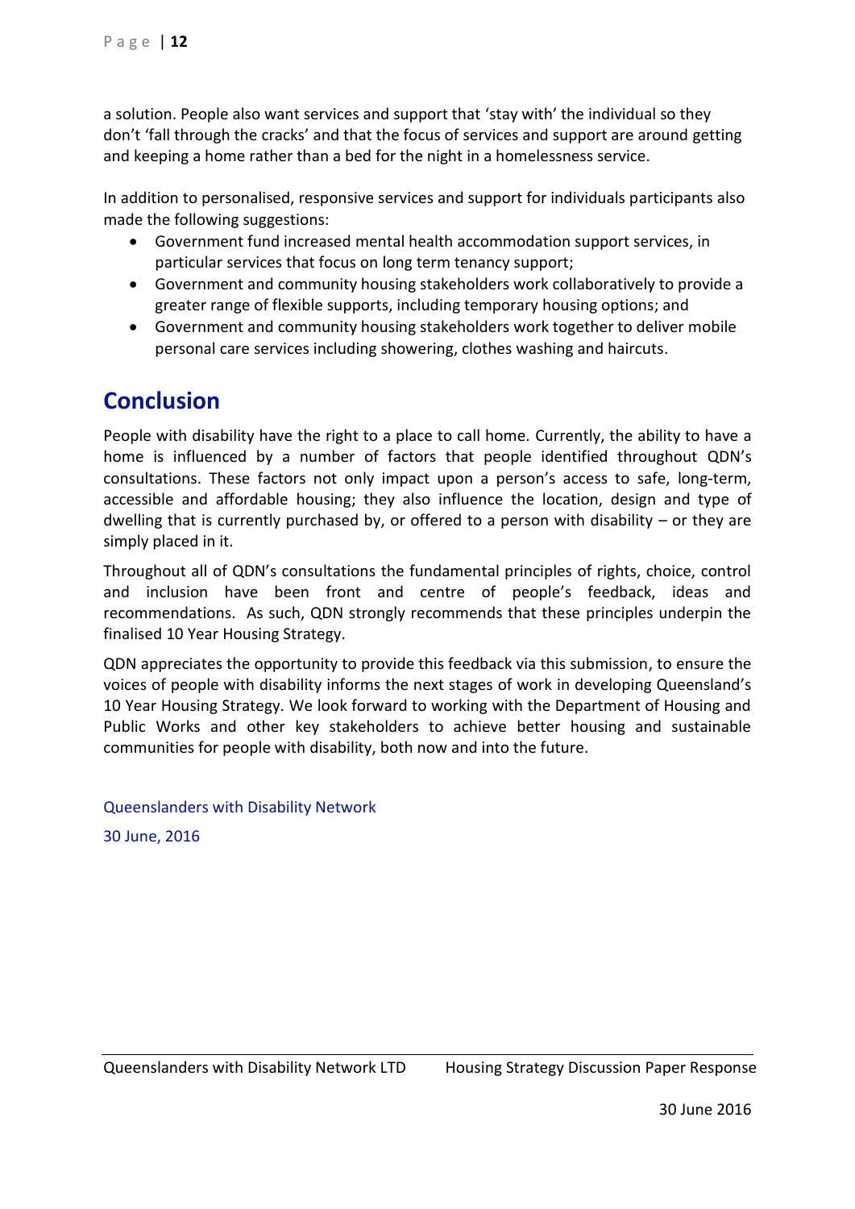a solution. People also want services and support that 'stay with' the individual so they don't 'fall through the cracks' and that the focus of services and support are around getting and keeping a home rather than a bed for the night in a homelessness service.

In addition to personalised, responsive services and support for individuals participants also made the following suggestions:

- Government fund increased mental health accommodation support services, in particular services that focus on long term tenancy support;
- Government and community housing stakeholders work collaboratively to provide a greater range of flexible supports, including temporary housing options; and
- Government and community housing stakeholders work together to deliver mobile personal care services including showering, clothes washing and haircuts.

## Conclusion

People with disability have the right to a place to call home. Currently, the ability to have a home is influenced by a number of factors that people identified throughout QDN's consultations. These factors not only impact upon a person's access to safe, long-term, accessible and affordable housing; they also influence the location, design and type of dwelling that is currently purchased by, or offered to a person with disability – or they are simply placed in it.

Throughout all of QDN's consultations the fundamental principles of rights, choice, control and inclusion have been front and centre of people's feedback, ideas and recommendations. As such, QDN strongly recommends that these principles underpin the finalised 10 Year Housing Strategy.

QDN appreciates the opportunity to provide this feedback via this submission, to ensure the voices of people with disability informs the next stages of work in developing Queensland's 10 Year Housing Strategy. We look forward to working with the Department of Housing and Public Works and other key stakeholders to achieve better housing and sustainable communities for people with disability, both now and into the future.

Queenslanders with Disability Network

30 June, 2016